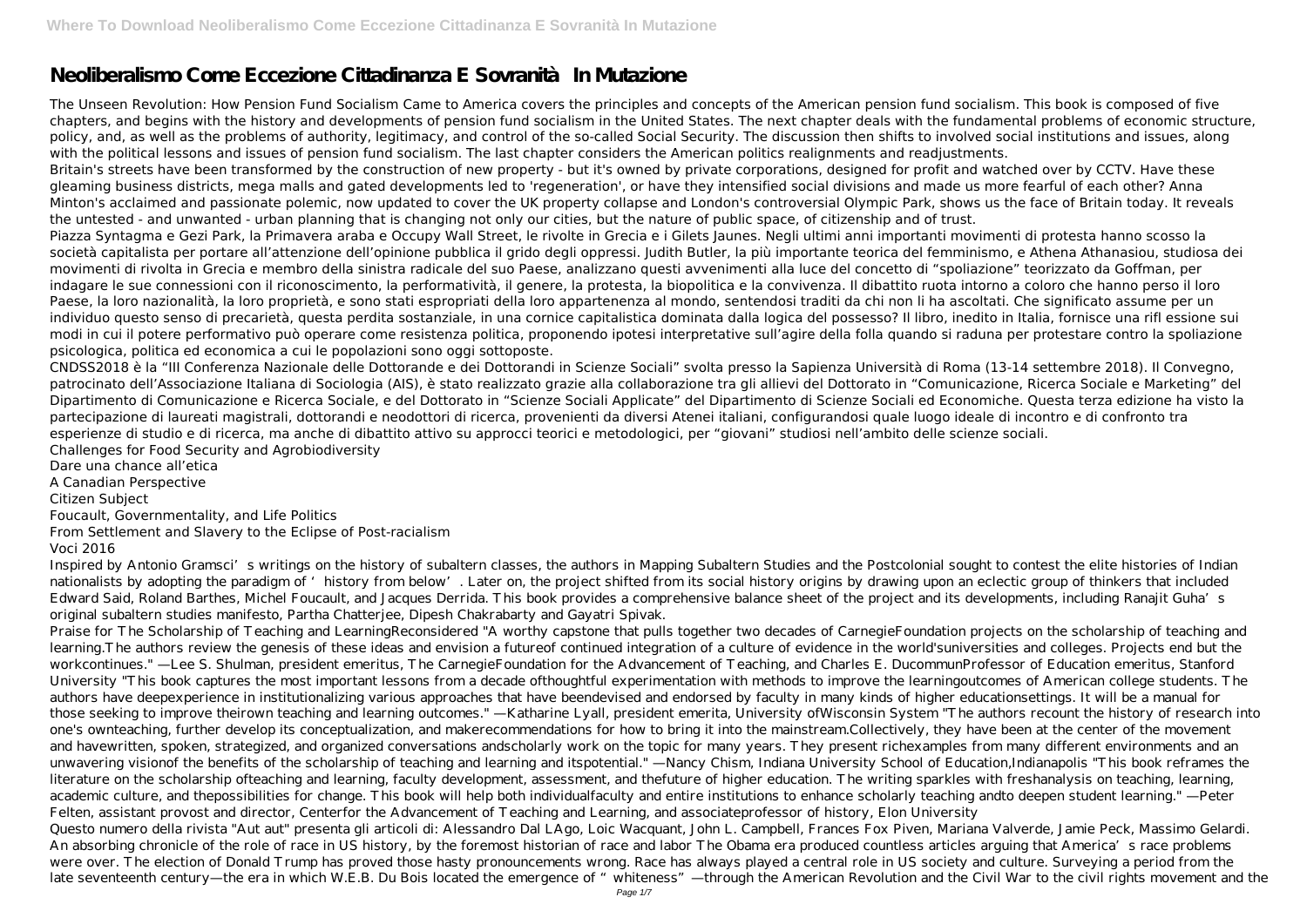# Neoliberalismo Come Eccezione Cittadinanza E Sovranità In Mutazione

The Unseen Revolution: How Pension Fund Socialism Came to America covers the principles and concepts of the American pension fund socialism. This book is composed of five chapters, and begins with the history and developments of pension fund socialism in the United States. The next chapter deals with the fundamental problems of economic structure, policy, and, as well as the problems of authority, legitimacy, and control of the so-called Social Security. The discussion then shifts to involved social institutions and issues, along with the political lessons and issues of pension fund socialism. The last chapter considers the American politics realignments and readjustments.

Britain's streets have been transformed by the construction of new property - but it's owned by private corporations, designed for profit and watched over by CCTV. Have these gleaming business districts, mega malls and gated developments led to 'regeneration', or have they intensified social divisions and made us more fearful of each other? Anna Minton's acclaimed and passionate polemic, now updated to cover the UK property collapse and London's controversial Olympic Park, shows us the face of Britain today. It reveals the untested - and unwanted - urban planning that is changing not only our cities, but the nature of public space, of citizenship and of trust.

Piazza Syntagma e Gezi Park, la Primavera araba e Occupy Wall Street, le rivolte in Grecia e i Gilets Jaunes. Negli ultimi anni importanti movimenti di protesta hanno scosso la società capitalista per portare all'attenzione dell'opinione pubblica il grido degli oppressi. Judith Butler, la più importante teorica del femminismo, e Athena Athanasiou, studiosa dei movimenti di rivolta in Grecia e membro della sinistra radicale del suo Paese, analizzano questi avvenimenti alla luce del concetto di "spoliazione" teorizzato da Goffman, per indagare le sue connessioni con il riconoscimento, la performatività, il genere, la protesta, la biopolitica e la convivenza. Il dibattito ruota intorno a coloro che hanno perso il loro Paese, la loro nazionalità, la loro proprietà, e sono stati espropriati della loro appartenenza al mondo, sentendosi traditi da chi non li ha ascoltati. Che significato assume per un individuo questo senso di precarietà, questa perdita sostanziale, in una cornice capitalistica dominata dalla logica del possesso? Il libro, inedito in Italia, fornisce una riflessione sui modi in cui il potere performativo può operare come resistenza politica, proponendo ipotesi interpretative sull'agire della folla quando si raduna per protestare contro la spoliazione psicologica, politica ed economica a cui le popolazioni sono oggi sottoposte.

CNDSS2018 è la "III Conferenza Nazionale delle Dottorande e dei Dottorandi in Scienze Sociali" svolta presso la Sapienza Università di Roma (13-14 settembre 2018). Il Convegno, patrocinato dell'Associazione Italiana di Sociologia (AIS), è stato realizzato grazie alla collaborazione tra gli allievi del Dottorato in "Comunicazione, Ricerca Sociale e Marketing" del Dipartimento di Comunicazione e Ricerca Sociale, e del Dottorato in "Scienze Sociali Applicate" del Dipartimento di Scienze Sociali ed Economiche. Questa terza edizione ha visto la partecipazione di laureati magistrali, dottorandi e neodottori di ricerca, provenienti da diversi Atenei italiani, configurandosi quale luogo ideale di incontro e di confronto tra esperienze di studio e di ricerca, ma anche di dibattito attivo su approcci teorici e metodologici, per "giovani" studiosi nell'ambito delle scienze sociali.

Challenges for Food Security and Agrobiodiversity
Dare una chance all'etica
A Canadian Perspective
Citizen Subject
Foucault, Governmentality, and Life Politics
From Settlement and Slavery to the Eclipse of Post-racialism
Voci 2016

Inspired by Antonio Gramsci's writings on the history of subaltern classes, the authors in Mapping Subaltern Studies and the Postcolonial sought to contest the elite histories of Indian nationalists by adopting the paradigm of 'history from below'. Later on, the project shifted from its social history origins by drawing upon an eclectic group of thinkers that included Edward Said, Roland Barthes, Michel Foucault, and Jacques Derrida. This book provides a comprehensive balance sheet of the project and its developments, including Ranajit Guha's original subaltern studies manifesto, Partha Chatterjee, Dipesh Chakrabarty and Gayatri Spivak.

Praise for The Scholarship of Teaching and LearningReconsidered "A worthy capstone that pulls together two decades of CarnegieFoundation projects on the scholarship of teaching and learning.The authors review the genesis of these ideas and envision a futureof continued integration of a culture of evidence in the world'suniversities and colleges. Projects end but the workcontinues." —Lee S. Shulman, president emeritus, The CarnegieFoundation for the Advancement of Teaching, and Charles E. DucommunProfessor of Education emeritus, Stanford University "This book captures the most important lessons from a decade ofthoughtful experimentation with methods to improve the learningoutcomes of American college students. The authors have deepexperience in institutionalizing various approaches that have beendevised and endorsed by faculty in many kinds of higher educationsettings. It will be a manual for those seeking to improve theirown teaching and learning outcomes." —Katharine Lyall, president emerita, University ofWisconsin System "The authors recount the history of research into one's ownteaching, further develop its conceptualization, and makerecommendations for how to bring it into the mainstream.Collectively, they have been at the center of the movement and havewritten, spoken, strategized, and organized conversations andscholarly work on the topic for many years. They present richexamples from many different environments and an unwavering visionof the benefits of the scholarship of teaching and learning and itspotential." —Nancy Chism, Indiana University School of Education,Indianapolis "This book reframes the literature on the scholarship ofteaching and learning, faculty development, assessment, and thefuture of higher education. The writing sparkles with freshanalysis on teaching, learning, academic culture, and thepossibilities for change. This book will help both individualfaculty and entire institutions to enhance scholarly teaching andto deepen student learning." —Peter Felten, assistant provost and director, Centerfor the Advancement of Teaching and Learning, and associateprofessor of history, Elon University

Questo numero della rivista "Aut aut" presenta gli articoli di: Alessandro Dal LAgo, Loic Wacquant, John L. Campbell, Frances Fox Piven, Mariana Valverde, Jamie Peck, Massimo Gelardi.

An absorbing chronicle of the role of race in US history, by the foremost historian of race and labor The Obama era produced countless articles arguing that America's race problems were over. The election of Donald Trump has proved those hasty pronouncements wrong. Race has always played a central role in US society and culture. Surveying a period from the late seventeenth century—the era in which W.E.B. Du Bois located the emergence of "whiteness"—through the American Revolution and the Civil War to the civil rights movement and the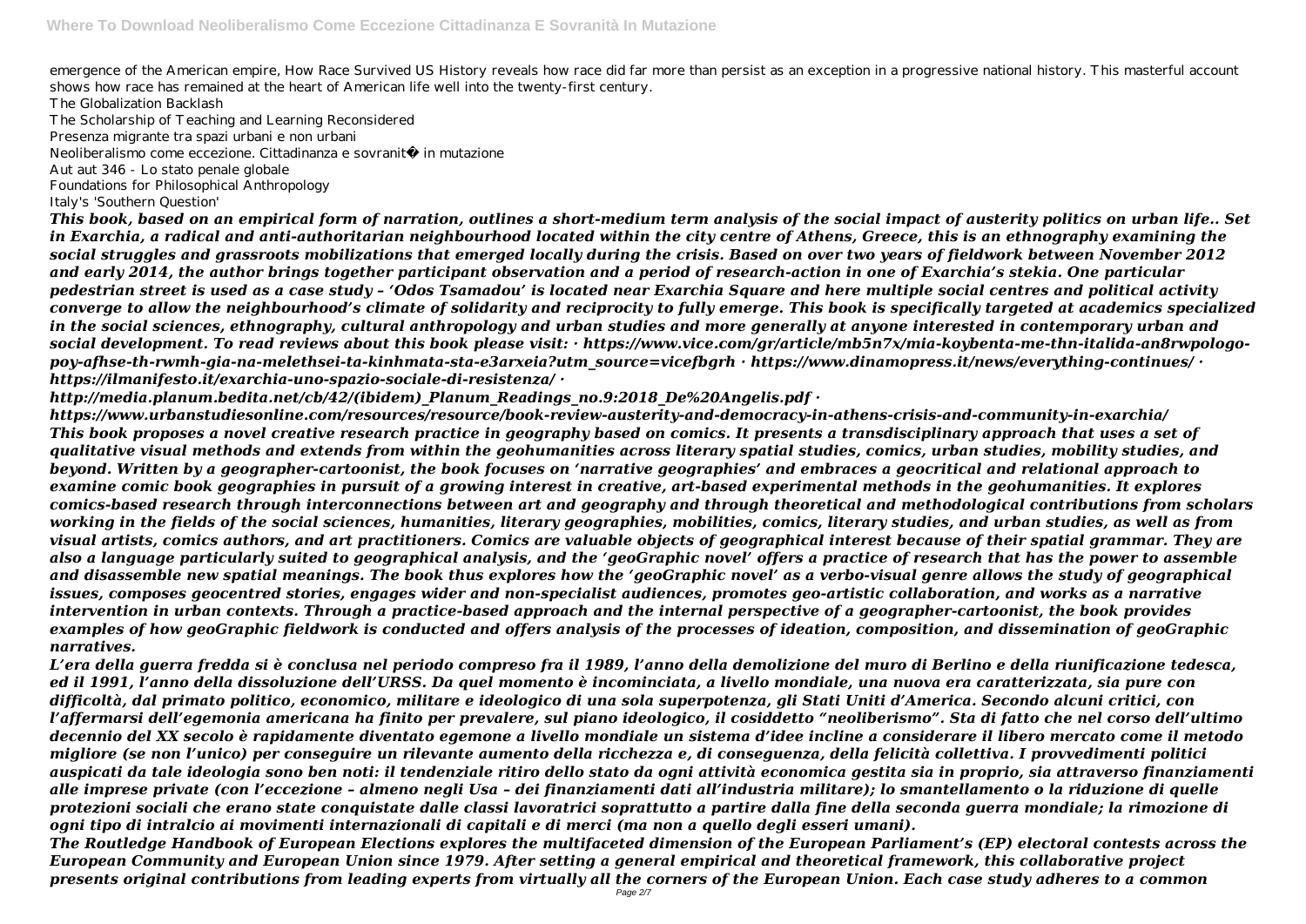emergence of the American empire, How Race Survived US History reveals how race did far more than persist as an exception in a progressive national history. This masterful account shows how race has remained at the heart of American life well into the twenty-first century.

The Globalization Backlash

The Scholarship of Teaching and Learning Reconsidered

Presenza migrante tra spazi urbani e non urbani

Neoliberalismo come eccezione. Cittadinanza e sovranità in mutazione

Aut aut 346 - Lo stato penale globale

Foundations for Philosophical Anthropology

Italy's 'Southern Question'

***This book, based on an empirical form of narration, outlines a short-medium term analysis of the social impact of austerity politics on urban life.. Set in Exarchia, a radical and anti-authoritarian neighbourhood located within the city centre of Athens, Greece, this is an ethnography examining the social struggles and grassroots mobilizations that emerged locally during the crisis. Based on over two years of fieldwork between November 2012 and early 2014, the author brings together participant observation and a period of research-action in one of Exarchia's stekia. One particular pedestrian street is used as a case study – 'Odos Tsamadou' is located near Exarchia Square and here multiple social centres and political activity converge to allow the neighbourhood's climate of solidarity and reciprocity to fully emerge. This book is specifically targeted at academics specialized in the social sciences, ethnography, cultural anthropology and urban studies and more generally at anyone interested in contemporary urban and social development. To read reviews about this book please visit: · https://www.vice.com/gr/article/mb5n7x/mida-koybenta-me-thn-italida-an8rwpologo-poy-afhse-th-rwmh-gia-na-melethsei-ta-kinhmata-sta-e3arxeia?utm_source=vicefbgrh · https://www.dinamopress.it/news/everything-continues/ · https://ilmanifesto.it/exarchia-uno-spazio-sociale-di-resistenza/ · http://media.planum.bedita.net/cb/42/(ibidem)_Planum_Readings_no.9:2018_De%20Angelis.pdf · https://www.urbanstudiesonline.com/resources/resource/book-review-austerity-and-democracy-in-athens-crisis-and-community-in-exarchia/***

***This book proposes a novel creative research practice in geography based on comics. It presents a transdisciplinary approach that uses a set of qualitative visual methods and extends from within the geohumanities across literary spatial studies, comics, urban studies, mobility studies, and beyond. Written by a geographer-cartoonist, the book focuses on 'narrative geographies' and embraces a geocritical and relational approach to examine comic book geographies in pursuit of a growing interest in creative, art-based experimental methods in the geohumanities. It explores comics-based research through interconnections between art and geography and through theoretical and methodological contributions from scholars working in the fields of the social sciences, humanities, literary geographies, mobilities, comics, literary studies, and urban studies, as well as from visual artists, comics authors, and art practitioners. Comics are valuable objects of geographical interest because of their spatial grammar. They are also a language particularly suited to geographical analysis, and the 'geoGraphic novel' offers a practice of research that has the power to assemble and disassemble new spatial meanings. The book thus explores how the 'geoGraphic novel' as a verbo-visual genre allows the study of geographical issues, composes geocentred stories, engages wider and non-specialist audiences, promotes geo-artistic collaboration, and works as a narrative intervention in urban contexts. Through a practice-based approach and the internal perspective of a geographer-cartoonist, the book provides examples of how geoGraphic fieldwork is conducted and offers analysis of the processes of ideation, composition, and dissemination of geoGraphic narratives.***

***L'era della guerra fredda si è conclusa nel periodo compreso fra il 1989, l'anno della demolizione del muro di Berlino e della riunificazione tedesca, ed il 1991, l'anno della dissoluzione dell'URSS. Da quel momento è incominciata, a livello mondiale, una nuova era caratterizzata, sia pure con difficoltà, dal primato politico, economico, militare e ideologico di una sola superpotenza, gli Stati Uniti d'America. Secondo alcuni critici, con l'affermarsi dell'egemonia americana ha finito per prevalere, sul piano ideologico, il cosiddetto "neoliberismo". Sta di fatto che nel corso dell'ultimo decennio del XX secolo è rapidamente diventato egemone a livello mondiale un sistema d'idee incline a considerare il libero mercato come il metodo migliore (se non l'unico) per conseguire un rilevante aumento della ricchezza e, di conseguenza, della felicità collettiva. I provvedimenti politici auspicati da tale ideologia sono ben noti: il tendenziale ritiro dello stato da ogni attività economica gestita sia in proprio, sia attraverso finanziamenti alle imprese private (con l'eccezione – almeno negli Usa – dei finanziamenti dati all'industria militare); lo smantellamento o la riduzione di quelle protezioni sociali che erano state conquistate dalle classi lavoratrici soprattutto a partire dalla fine della seconda guerra mondiale; la rimozione di ogni tipo di intralcio ai movimenti internazionali di capitali e di merci (ma non a quello degli esseri umani).***

***The Routledge Handbook of European Elections explores the multifaceted dimension of the European Parliament's (EP) electoral contests across the European Community and European Union since 1979. After setting a general empirical and theoretical framework, this collaborative project presents original contributions from leading experts from virtually all the corners of the European Union. Each case study adheres to a common***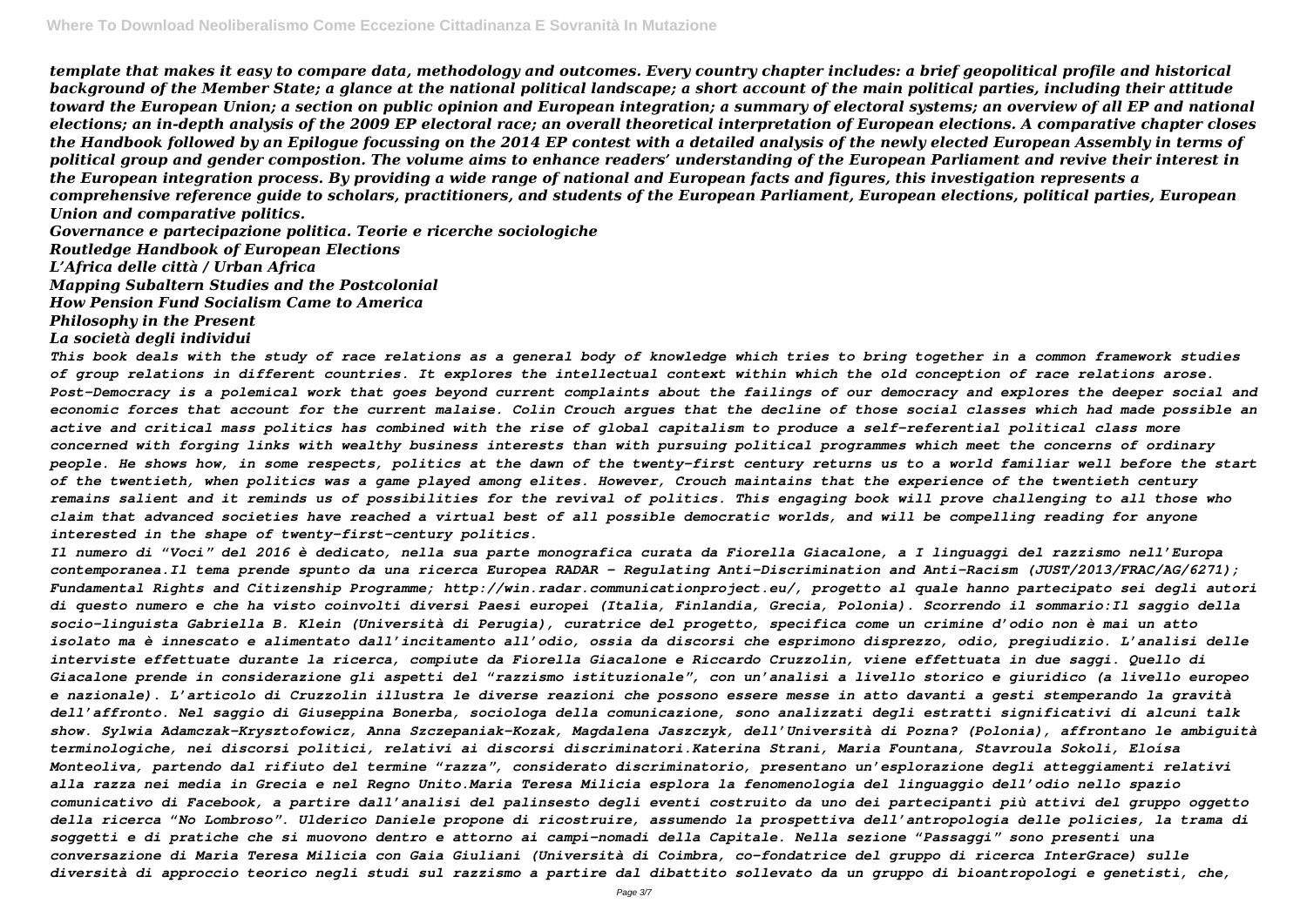*template that makes it easy to compare data, methodology and outcomes. Every country chapter includes: a brief geopolitical profile and historical background of the Member State; a glance at the national political landscape; a short account of the main political parties, including their attitude toward the European Union; a section on public opinion and European integration; a summary of electoral systems; an overview of all EP and national elections; an in-depth analysis of the 2009 EP electoral race; an overall theoretical interpretation of European elections. A comparative chapter closes the Handbook followed by an Epilogue focussing on the 2014 EP contest with a detailed analysis of the newly elected European Assembly in terms of political group and gender compostion. The volume aims to enhance readers' understanding of the European Parliament and revive their interest in the European integration process. By providing a wide range of national and European facts and figures, this investigation represents a comprehensive reference guide to scholars, practitioners, and students of the European Parliament, European elections, political parties, European Union and comparative politics.*

*Governance e partecipazione politica. Teorie e ricerche sociologiche*

*Routledge Handbook of European Elections*

*L'Africa delle città / Urban Africa*

*Mapping Subaltern Studies and the Postcolonial*

*How Pension Fund Socialism Came to America*

*Philosophy in the Present*

*La società degli individui*

*This book deals with the study of race relations as a general body of knowledge which tries to bring together in a common framework studies of group relations in different countries. It explores the intellectual context within which the old conception of race relations arose. Post-Democracy is a polemical work that goes beyond current complaints about the failings of our democracy and explores the deeper social and economic forces that account for the current malaise. Colin Crouch argues that the decline of those social classes which had made possible an active and critical mass politics has combined with the rise of global capitalism to produce a self-referential political class more concerned with forging links with wealthy business interests than with pursuing political programmes which meet the concerns of ordinary people. He shows how, in some respects, politics at the dawn of the twenty-first century returns us to a world familiar well before the start of the twentieth, when politics was a game played among elites. However, Crouch maintains that the experience of the twentieth century remains salient and it reminds us of possibilities for the revival of politics. This engaging book will prove challenging to all those who claim that advanced societies have reached a virtual best of all possible democratic worlds, and will be compelling reading for anyone interested in the shape of twenty-first-century politics.*

*Il numero di "Voci" del 2016 è dedicato, nella sua parte monografica curata da Fiorella Giacalone, a I linguaggi del razzismo nell'Europa contemporanea.Il tema prende spunto da una ricerca Europea RADAR - Regulating Anti-Discrimination and Anti-Racism (JUST/2013/FRAC/AG/6271); Fundamental Rights and Citizenship Programme; http://win.radar.communicationproject.eu/, progetto al quale hanno partecipato sei degli autori di questo numero e che ha visto coinvolti diversi Paesi europei (Italia, Finlandia, Grecia, Polonia). Scorrendo il sommario:Il saggio della socio-linguista Gabriella B. Klein (Università di Perugia), curatrice del progetto, specifica come un crimine d'odio non è mai un atto isolato ma è innescato e alimentato dall'incitamento all'odio, ossia da discorsi che esprimono disprezzo, odio, pregiudizio. L'analisi delle interviste effettuate durante la ricerca, compiute da Fiorella Giacalone e Riccardo Cruzzolin, viene effettuata in due saggi. Quello di Giacalone prende in considerazione gli aspetti del "razzismo istituzionale", con un'analisi a livello storico e giuridico (a livello europeo e nazionale). L'articolo di Cruzzolin illustra le diverse reazioni che possono essere messe in atto davanti a gesti stemperando la gravità dell'affronto. Nel saggio di Giuseppina Bonerba, sociologa della comunicazione, sono analizzati degli estratti significativi di alcuni talk show. Sylwia Adamczak-Krysztofowicz, Anna Szczepaniak-Kozak, Magdalena Jaszczyk, dell'Università di Pozna? (Polonia), affrontano le ambiguità terminologiche, nei discorsi politici, relativi ai discorsi discriminatori.Katerina Strani, Maria Fountana, Stavroula Sokoli, Eloisa Monteoliva, partendo dal rifiuto del termine "razza", considerato discriminatorio, presentano un'esplorazione degli atteggiamenti relativi alla razza nei media in Grecia e nel Regno Unito.Maria Teresa Milicia esplora la fenomenologia del linguaggio dell'odio nello spazio comunicativo di Facebook, a partire dall'analisi del palinsesto degli eventi costruito da uno dei partecipanti più attivi del gruppo oggetto della ricerca "No Lombroso". Ulderico Daniele propone di ricostruire, assumendo la prospettiva dell'antropologia delle policies, la trama di soggetti e di pratiche che si muovono dentro e attorno ai campi-nomadi della Capitale. Nella sezione "Passaggi" sono presenti una conversazione di Maria Teresa Milicia con Gaia Giuliani (Università di Coimbra, co-fondatrice del gruppo di ricerca InterGrace) sulle diversità di approccio teorico negli studi sul razzismo a partire dal dibattito sollevato da un gruppo di bioantropologi e genetisti, che,*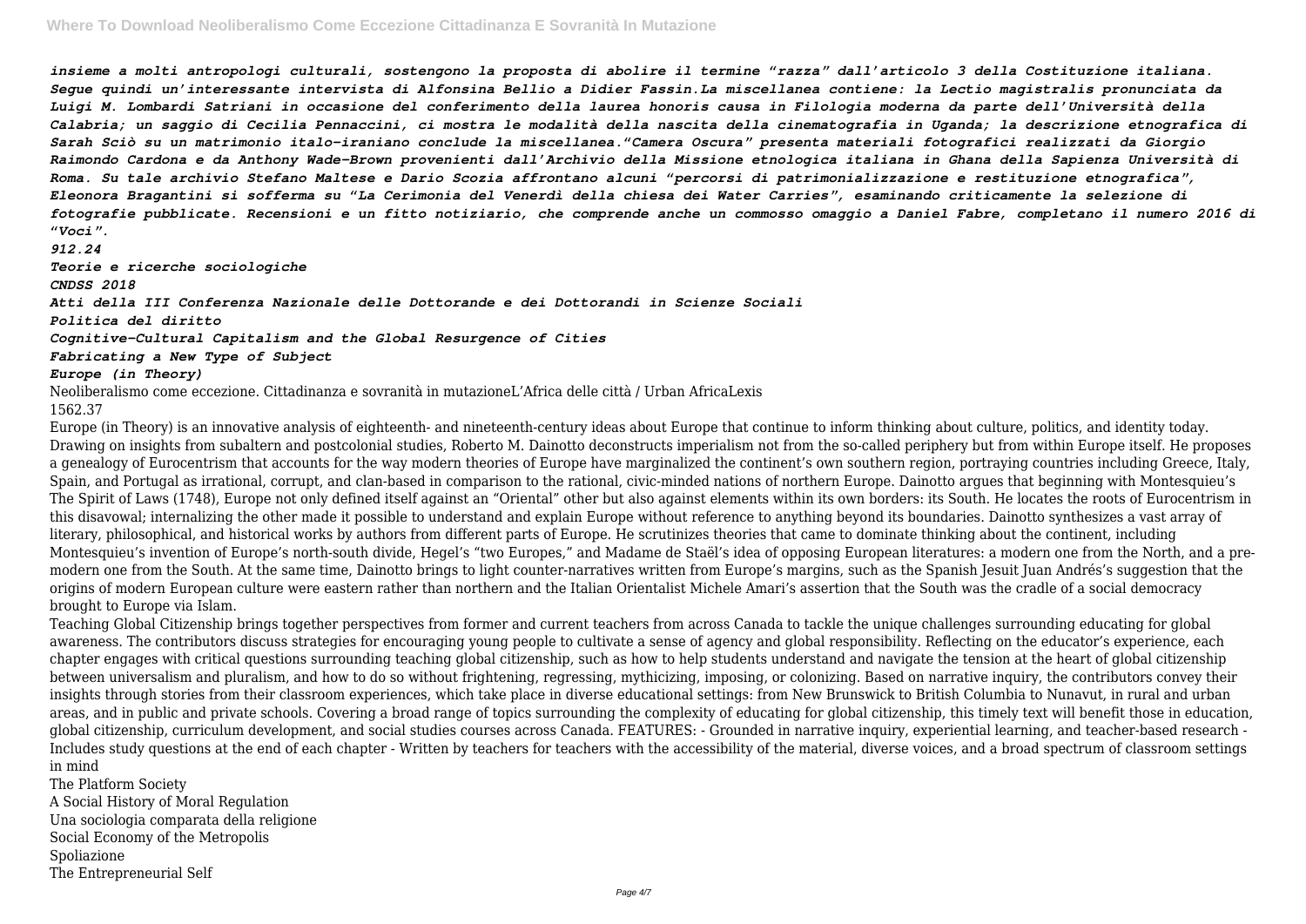*insieme a molti antropologi culturali, sostengono la proposta di abolire il termine "razza" dall'articolo 3 della Costituzione italiana. Segue quindi un'interessante intervista di Alfonsina Bellio a Didier Fassin.La miscellanea contiene: la Lectio magistralis pronunciata da Luigi M. Lombardi Satriani in occasione del conferimento della laurea honoris causa in Filologia moderna da parte dell'Università della Calabria; un saggio di Cecilia Pennaccini, ci mostra le modalità della nascita della cinematografia in Uganda; la descrizione etnografica di Sarah Sciò su un matrimonio italo-iraniano conclude la miscellanea."Camera Oscura" presenta materiali fotografici realizzati da Giorgio Raimondo Cardona e da Anthony Wade-Brown provenienti dall'Archivio della Missione etnologica italiana in Ghana della Sapienza Università di Roma. Su tale archivio Stefano Maltese e Dario Scozia affrontano alcuni "percorsi di patrimonializzazione e restituzione etnografica", Eleonora Bragantini si sofferma su "La Cerimonia del Venerdì della chiesa dei Water Carries", esaminando criticamente la selezione di fotografie pubblicate. Recensioni e un fitto notiziario, che comprende anche un commosso omaggio a Daniel Fabre, completano il numero 2016 di "Voci".*

*912.24*

*Teorie e ricerche sociologiche*

*CNDSS 2018*

*Atti della III Conferenza Nazionale delle Dottorande e dei Dottorandi in Scienze Sociali*

*Politica del diritto*

*Cognitive-Cultural Capitalism and the Global Resurgence of Cities*

*Fabricating a New Type of Subject*

*Europe (in Theory)*

Neoliberalismo come eccezione. Cittadinanza e sovranità in mutazioneL'Africa delle città / Urban AfricaLexis

1562.37

Europe (in Theory) is an innovative analysis of eighteenth- and nineteenth-century ideas about Europe that continue to inform thinking about culture, politics, and identity today. Drawing on insights from subaltern and postcolonial studies, Roberto M. Dainotto deconstructs imperialism not from the so-called periphery but from within Europe itself. He proposes a genealogy of Eurocentrism that accounts for the way modern theories of Europe have marginalized the continent's own southern region, portraying countries including Greece, Italy, Spain, and Portugal as irrational, corrupt, and clan-based in comparison to the rational, civic-minded nations of northern Europe. Dainotto argues that beginning with Montesquieu's The Spirit of Laws (1748), Europe not only defined itself against an "Oriental" other but also against elements within its own borders: its South. He locates the roots of Eurocentrism in this disavowal; internalizing the other made it possible to understand and explain Europe without reference to anything beyond its boundaries. Dainotto synthesizes a vast array of literary, philosophical, and historical works by authors from different parts of Europe. He scrutinizes theories that came to dominate thinking about the continent, including Montesquieu's invention of Europe's north-south divide, Hegel's "two Europes," and Madame de Staël's idea of opposing European literatures: a modern one from the North, and a pre-modern one from the South. At the same time, Dainotto brings to light counter-narratives written from Europe's margins, such as the Spanish Jesuit Juan Andrés's suggestion that the origins of modern European culture were eastern rather than northern and the Italian Orientalist Michele Amari's assertion that the South was the cradle of a social democracy brought to Europe via Islam.

Teaching Global Citizenship brings together perspectives from former and current teachers from across Canada to tackle the unique challenges surrounding educating for global awareness. The contributors discuss strategies for encouraging young people to cultivate a sense of agency and global responsibility. Reflecting on the educator's experience, each chapter engages with critical questions surrounding teaching global citizenship, such as how to help students understand and navigate the tension at the heart of global citizenship between universalism and pluralism, and how to do so without frightening, regressing, mythicizing, imposing, or colonizing. Based on narrative inquiry, the contributors convey their insights through stories from their classroom experiences, which take place in diverse educational settings: from New Brunswick to British Columbia to Nunavut, in rural and urban areas, and in public and private schools. Covering a broad range of topics surrounding the complexity of educating for global citizenship, this timely text will benefit those in education, global citizenship, curriculum development, and social studies courses across Canada. FEATURES: - Grounded in narrative inquiry, experiential learning, and teacher-based research - Includes study questions at the end of each chapter - Written by teachers for teachers with the accessibility of the material, diverse voices, and a broad spectrum of classroom settings in mind

The Platform Society

A Social History of Moral Regulation

Una sociologia comparata della religione

Social Economy of the Metropolis

Spoliazione

The Entrepreneurial Self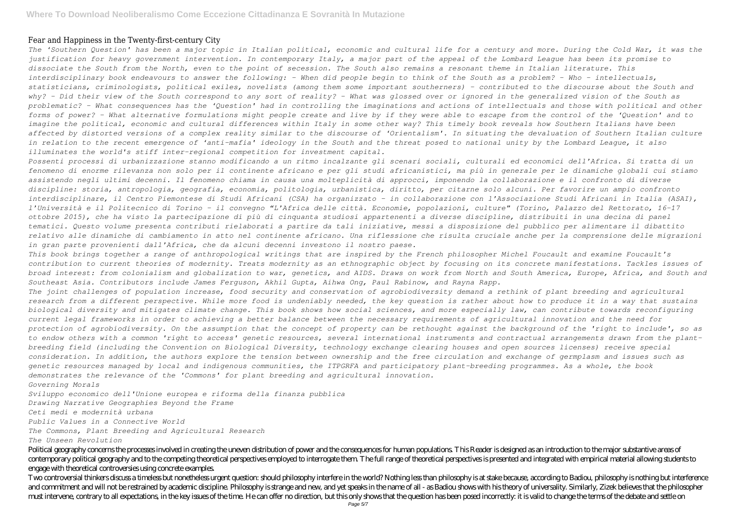Fear and Happiness in the Twenty-first-century City

*The 'Southern Question' has been a major topic in Italian political, economic and cultural life for a century and more. During the Cold War, it was the justification for heavy government intervention. In contemporary Italy, a major part of the appeal of the Lombard League has been its promise to dissociate the South from the North, even to the point of secession. The South also remains a resonant theme in Italian literature. This interdisciplinary book endeavours to answer the following: - When did people begin to think of the South as a problem? - Who - intellectuals, statisticians, criminologists, political exiles, novelists (among them some important southerners) - contributed to the discourse about the South and why? - Did their view of the South correspond to any sort of reality? - What was glossed over or ignored in the generalized vision of the South as problematic? - What consequences has the 'Question' had in controlling the imaginations and actions of intellectuals and those with political and other forms of power? - What alternative formulations might people create and live by if they were able to escape from the control of the 'Question' and to imagine the political, economic and cultural differences within Italy in some other way? This timely book reveals how Southern Italians have been affected by distorted versions of a complex reality similar to the discourse of 'Orientalism'. In situating the devaluation of Southern Italian culture in relation to the recent emergence of 'anti-mafia' ideology in the South and the threat posed to national unity by the Lombard League, it also illuminates the world's stiff inter-regional competition for investment capital.*

*Possenti processi di urbanizzazione stanno modificando a un ritmo incalzante gli scenari sociali, culturali ed economici dell'Africa. Si tratta di un fenomeno di enorme rilevanza non solo per il continente africano e per gli studi africanistici, ma più in generale per le dinamiche globali cui stiamo assistendo negli ultimi decenni. Il fenomeno chiama in causa una molteplicità di approcci, imponendo la collaborazione e il confronto di diverse discipline: storia, antropologia, geografia, economia, politologia, urbanistica, diritto, per citarne solo alcuni. Per favorire un ampio confronto interdisciplinare, il Centro Piemontese di Studi Africani (CSA) ha organizzato - in collaborazione con l'Associazione Studi Africani in Italia (ASAI), l'Università e il Politecnico di Torino - il convegno "L'Africa delle città. Economie, popolazioni, culture" (Torino, Palazzo del Rettorato, 16-17 ottobre 2015), che ha visto la partecipazione di più di cinquanta studiosi appartenenti a diverse discipline, distribuiti in una decina di panel tematici. Questo volume presenta contributi rielaborati a partire da tali iniziative, messi a disposizione del pubblico per alimentare il dibattito relativo alle dinamiche di cambiamento in atto nel continente africano. Una riflessione che risulta cruciale anche per la comprensione delle migrazioni in gran parte provenienti dall'Africa, che da alcuni decenni investono il nostro paese.*

*This book brings together a range of anthropological writings that are inspired by the French philosopher Michel Foucault and examine Foucault's contribution to current theories of modernity. Treats modernity as an ethnographic object by focusing on its concrete manifestations. Tackles issues of broad interest: from colonialism and globalization to war, genetics, and AIDS. Draws on work from North and South America, Europe, Africa, and South and Southeast Asia. Contributors include James Ferguson, Akhil Gupta, Aihwa Ong, Paul Rabinow, and Rayna Rapp.*

*The joint challenges of population increase, food security and conservation of agrobiodiversity demand a rethink of plant breeding and agricultural research from a different perspective. While more food is undeniably needed, the key question is rather about how to produce it in a way that sustains biological diversity and mitigates climate change. This book shows how social sciences, and more especially law, can contribute towards reconfiguring current legal frameworks in order to achieving a better balance between the necessary requirements of agricultural innovation and the need for protection of agrobiodiversity. On the assumption that the concept of property can be rethought against the background of the 'right to include', so as to endow others with a common 'right to access' genetic resources, several international instruments and contractual arrangements drawn from the plant-breeding field (including the Convention on Biological Diversity, technology exchange clearing houses and open sources licenses) receive special consideration. In addition, the authors explore the tension between ownership and the free circulation and exchange of germplasm and issues such as genetic resources managed by local and indigenous communities, the ITPGRFA and participatory plant-breeding programmes. As a whole, the book demonstrates the relevance of the 'Commons' for plant breeding and agricultural innovation.*

*Governing Morals*

*Sviluppo economico dell'Unione europea e riforma della finanza pubblica*

*Drawing Narrative Geographies Beyond the Frame*

*Ceti medi e modernità urbana*

*Public Values in a Connective World*

*The Commons, Plant Breeding and Agricultural Research*

*The Unseen Revolution*

Political geography concerns the processes involved in creating the uneven distribution of power and the consequences for human populations. This Reader is designed as an introduction to the major substantive areas of contemporary political geography and to the competing theoretical perspectives employed to interrogate them. The full range of theoretical perspectives is presented and integrated with empirical material allowing students to engage with theoretical controversies using concrete examples.

Two controversial thinkers discuss a timeless but nonetheless urgent question: should philosophy interfere in the world? Nothing less than philosophy is at stake because, according to Badiou, philosophy is nothing but interference and commitment and will not be restrained by academic discipline. Philosophy is strange and new, and yet speaks in the name of all - as Badiou shows with his theory of universality. Similarly, Zizek believes that the philosopher must intervene, contrary to all expectations, in the key issues of the time. He can offer no direction, but this only shows that the question has been posed incorrectly: it is valid to change the terms of the debate and settle on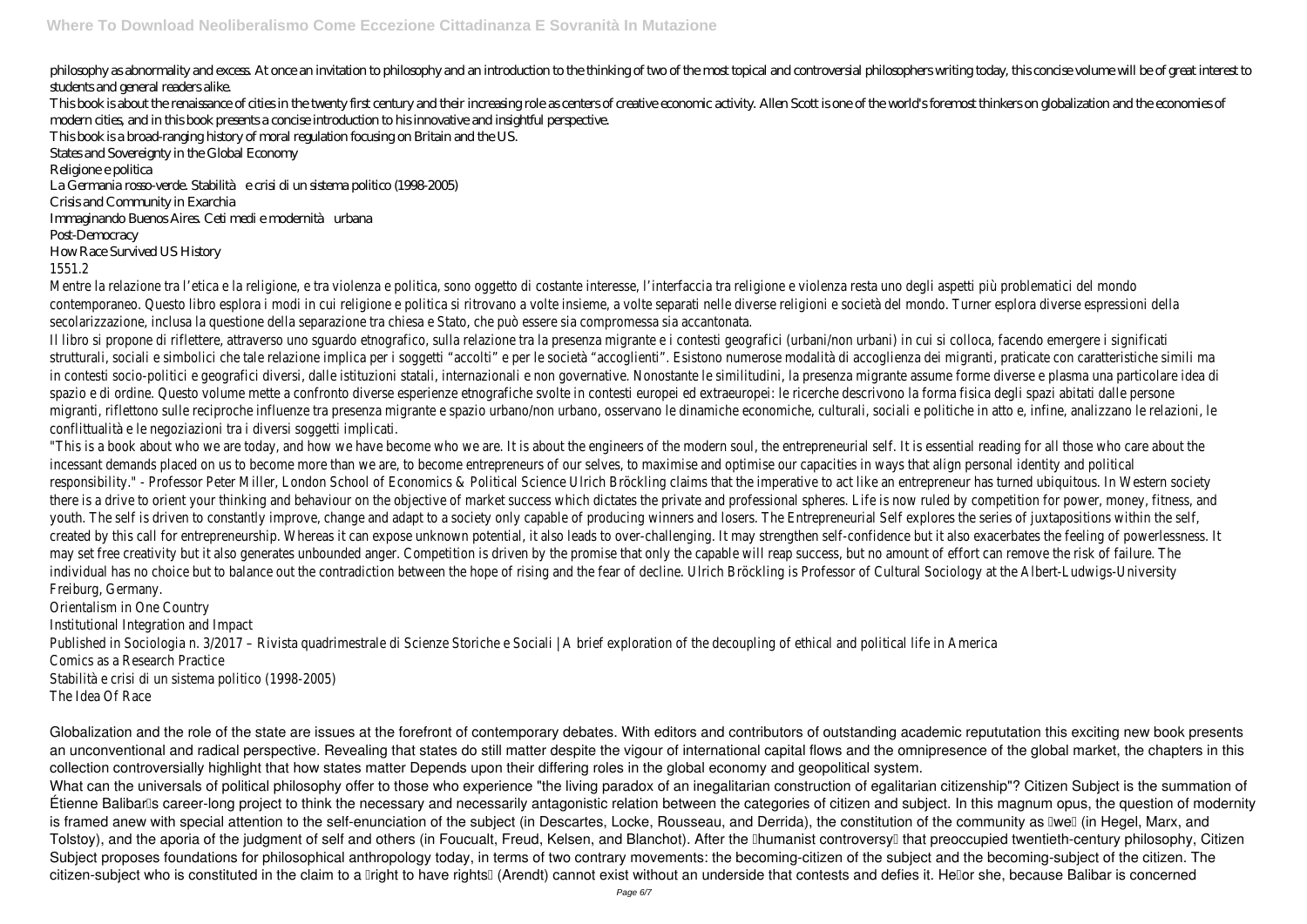philosophy as abnormality and excess. At once an invitation to philosophy and an introduction to the thinking of two of the most topical and controversial philosophers writing today, this concise volume will be of great interest to students and general readers alike.

This book is about the renaissance of cities in the twenty first century and their increasing role as centers of creative economic activity. Allen Scott is one of the world's foremost thinkers on globalization and the economies of modern cities, and in this book presents a concise introduction to his innovative and insightful perspective.

This book is a broad-ranging history of moral regulation focusing on Britain and the US.

States and Sovereignty in the Global Economy

Religione e politica

La Germania rosso-verde. Stabilità e crisi di un sistema politico (1998-2005)

Crisis and Community in Exarchia

Immaginando Buenos Aires. Ceti medi e modernità urbana

Post-Democracy

How Race Survived US History

1551.2

Mentre la relazione tra l'etica e la religione, e tra violenza e politica, sono oggetto di costante interesse, l'interfaccia tra religione e violenza resta uno degli aspetti più problematici del mondo contemporaneo. Questo libro esplora i modi in cui religione e politica si ritrovano a volte insieme, a volte separati nelle diverse religioni e società del mondo. Turner esplora diverse espressioni della secolarizzazione, inclusa la questione della separazione tra chiesa e Stato, che può essere sia compromessa sia accantonata.

Il libro si propone di riflettere, attraverso uno sguardo etnografico, sulla relazione tra la presenza migrante e i contesti geografici (urbani/non urbani) in cui si colloca, facendo emergere i significati strutturali, sociali e simbolici che tale relazione implica per i soggetti "accolti" e per le società "accoglienti". Esistono numerose modalità di accoglienza dei migranti, praticate con caratteristiche simili ma in contesti socio-politici e geografici diversi, dalle istituzioni statali, internazionali e non governative. Nonostante le similitudini, la presenza migrante assume forme diverse e plasma una particolare idea di spazio e di ordine. Questo volume mette a confronto diverse esperienze etnografiche svolte in contesti europei ed extraeuropei: le ricerche descrivono la forma fisica degli spazi abitati dalle persone migranti, riflettono sulle reciproche influenze tra presenza migrante e spazio urbano/non urbano, osservano le dinamiche economiche, culturali, sociali e politiche in atto e, infine, analizzano le relazioni, le conflittualità e le negoziazioni tra i diversi soggetti implicati.

"This is a book about who we are today, and how we have become who we are. It is about the engineers of the modern soul, the entrepreneurial self. It is essential reading for all those who care about the incessant demands placed on us to become more than we are, to become entrepreneurs of our selves, to maximise and optimise our capacities in ways that align personal identity and political responsibility." - Professor Peter Miller, London School of Economics & Political Science Ulrich Bröckling claims that the imperative to act like an entrepreneur has turned ubiquitous. In Western society there is a drive to orient your thinking and behaviour on the objective of market success which dictates the private and professional spheres. Life is now ruled by competition for power, money, fitness, and youth. The self is driven to constantly improve, change and adapt to a society only capable of producing winners and losers. The Entrepreneurial Self explores the series of juxtapositions within the self, created by this call for entrepreneurship. Whereas it can expose unknown potential, it also leads to over-challenging. It may strengthen self-confidence but it also exacerbates the feeling of powerlessness. It may set free creativity but it also generates unbounded anger. Competition is driven by the promise that only the capable will reap success, but no amount of effort can remove the risk of failure. The individual has no choice but to balance out the contradiction between the hope of rising and the fear of decline. Ulrich Bröckling is Professor of Cultural Sociology at the Albert-Ludwigs-University Freiburg, Germany.

Orientalism in One Country

Institutional Integration and Impact

Published in Sociologia n. 3/2017 – Rivista quadrimestrale di Scienze Storiche e Sociali | A brief exploration of the decoupling of ethical and political life in America

Comics as a Research Practice

Stabilità e crisi di un sistema politico (1998-2005)

The Idea Of Race

Globalization and the role of the state are issues at the forefront of contemporary debates. With editors and contributors of outstanding academic repututation this exciting new book presents an unconventional and radical perspective. Revealing that states do still matter despite the vigour of international capital flows and the omnipresence of the global market, the chapters in this collection controversially highlight that how states matter Depends upon their differing roles in the global economy and geopolitical system.

What can the universals of political philosophy offer to those who experience "the living paradox of an inegalitarian construction of egalitarian citizenship"? Citizen Subject is the summation of Étienne Balibar's career-long project to think the necessary and necessarily antagonistic relation between the categories of citizen and subject. In this magnum opus, the question of modernity is framed anew with special attention to the self-enunciation of the subject (in Descartes, Locke, Rousseau, and Derrida), the constitution of the community as "we" (in Hegel, Marx, and Tolstoy), and the aporia of the judgment of self and others (in Foucault, Freud, Kelsen, and Blanchot). After the "humanist controversy" that preoccupied twentieth-century philosophy, Citizen Subject proposes foundations for philosophical anthropology today, in terms of two contrary movements: the becoming-citizen of the subject and the becoming-subject of the citizen. The citizen-subject who is constituted in the claim to a "right to have rights" (Arendt) cannot exist without an underside that contests and defies it. He/or she, because Balibar is concerned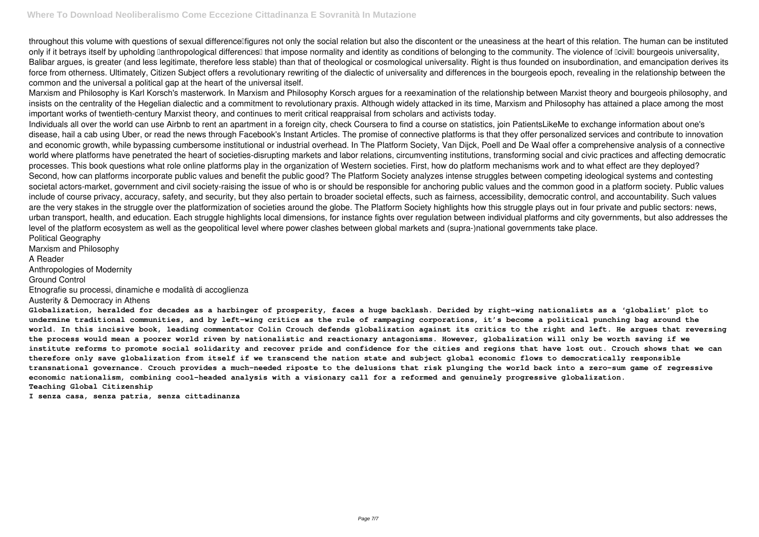throughout this volume with questions of sexual difference figures not only the social relation but also the discontent or the uneasiness at the heart of this relation. The human can be instituted only if it betrays itself by upholding "anthropological differences" that impose normality and identity as conditions of belonging to the community. The violence of "civil" bourgeois universality, Balibar argues, is greater (and less legitimate, therefore less stable) than that of theological or cosmological universality. Right is thus founded on insubordination, and emancipation derives its force from otherness. Ultimately, Citizen Subject offers a revolutionary rewriting of the dialectic of universality and differences in the bourgeois epoch, revealing in the relationship between the common and the universal a political gap at the heart of the universal itself.

Marxism and Philosophy is Karl Korsch's masterwork. In Marxism and Philosophy Korsch argues for a reexamination of the relationship between Marxist theory and bourgeois philosophy, and insists on the centrality of the Hegelian dialectic and a commitment to revolutionary praxis. Although widely attacked in its time, Marxism and Philosophy has attained a place among the most important works of twentieth-century Marxist theory, and continues to merit critical reappraisal from scholars and activists today.

Individuals all over the world can use Airbnb to rent an apartment in a foreign city, check Coursera to find a course on statistics, join PatientsLikeMe to exchange information about one's disease, hail a cab using Uber, or read the news through Facebook's Instant Articles. The promise of connective platforms is that they offer personalized services and contribute to innovation and economic growth, while bypassing cumbersome institutional or industrial overhead. In The Platform Society, Van Dijck, Poell and De Waal offer a comprehensive analysis of a connective world where platforms have penetrated the heart of societies-disrupting markets and labor relations, circumventing institutions, transforming social and civic practices and affecting democratic processes. This book questions what role online platforms play in the organization of Western societies. First, how do platform mechanisms work and to what effect are they deployed? Second, how can platforms incorporate public values and benefit the public good? The Platform Society analyzes intense struggles between competing ideological systems and contesting societal actors-market, government and civil society-raising the issue of who is or should be responsible for anchoring public values and the common good in a platform society. Public values include of course privacy, accuracy, safety, and security, but they also pertain to broader societal effects, such as fairness, accessibility, democratic control, and accountability. Such values are the very stakes in the struggle over the platformization of societies around the globe. The Platform Society highlights how this struggle plays out in four private and public sectors: news, urban transport, health, and education. Each struggle highlights local dimensions, for instance fights over regulation between individual platforms and city governments, but also addresses the level of the platform ecosystem as well as the geopolitical level where power clashes between global markets and (supra-)national governments take place.

Political Geography

Marxism and Philosophy

A Reader

Anthropologies of Modernity

Ground Control

Etnografie su processi, dinamiche e modalità di accoglienza

Austerity & Democracy in Athens

**Globalization, heralded for decades as a harbinger of prosperity, faces a huge backlash. Derided by right-wing nationalists as a 'globalist' plot to undermine traditional communities, and by left-wing critics as the rule of rampaging corporations, it's become a political punching bag around the world. In this incisive book, leading commentator Colin Crouch defends globalization against its critics to the right and left. He argues that reversing the process would mean a poorer world riven by nationalistic and reactionary antagonisms. However, globalization will only be worth saving if we institute reforms to promote social solidarity and recover pride and confidence for the cities and regions that have lost out. Crouch shows that we can therefore only save globalization from itself if we transcend the nation state and subject global economic flows to democratically responsible transnational governance. Crouch provides a much-needed riposte to the delusions that risk plunging the world back into a zero-sum game of regressive economic nationalism, combining cool-headed analysis with a visionary call for a reformed and genuinely progressive globalization.**

**Teaching Global Citizenship**

**I senza casa, senza patria, senza cittadinanza**